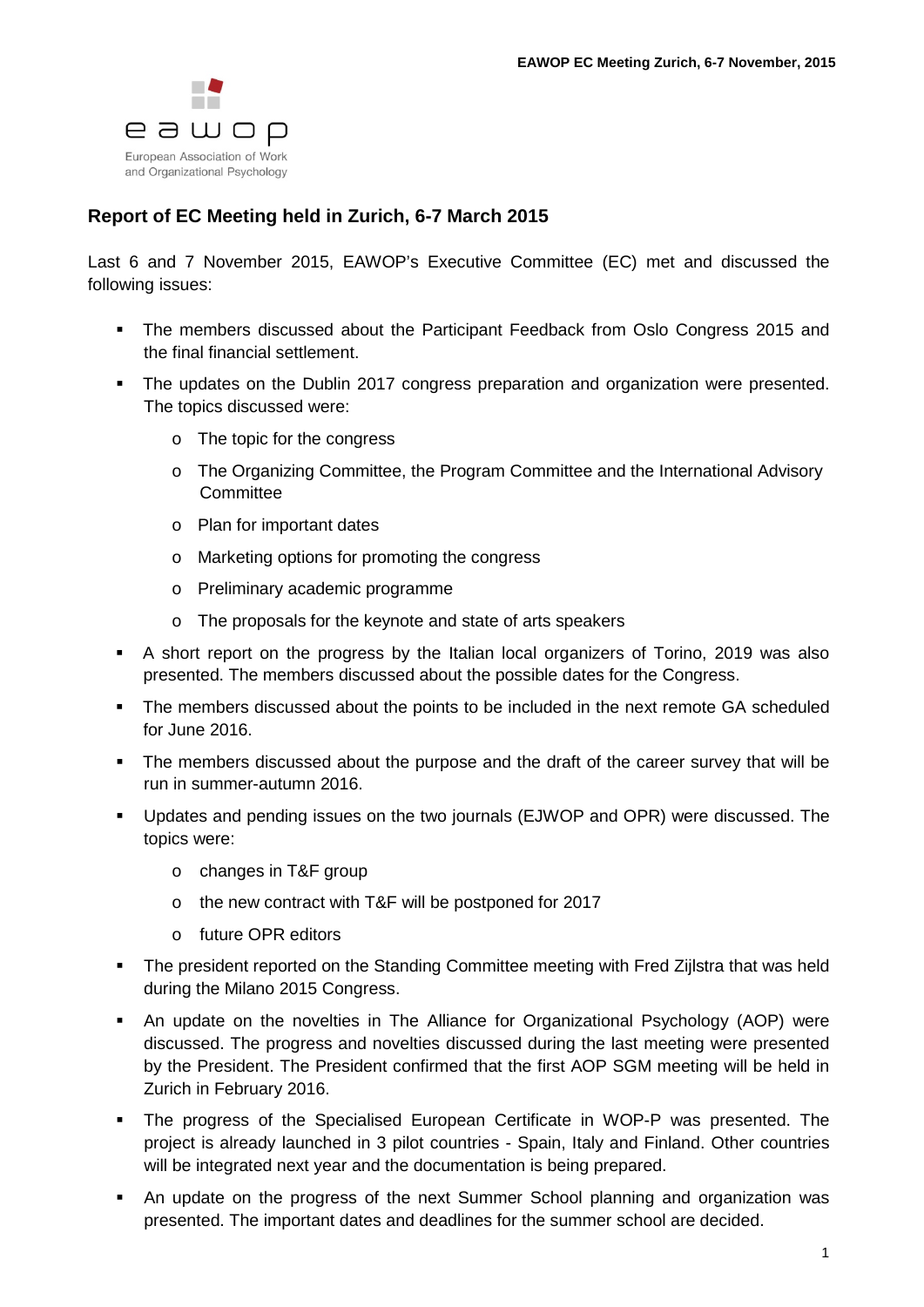# Report of EC Meeting held in Zurich, 6-7 March 2015

Last 6 and 7 November 2015, EAWOP's Executive Committee (EC) met and discussed the following issues:

- The members discussed about the Participant Feedback from Oslo Congress 2015 and the final financial settlement.
- The updates on the Dublin 2017 congress preparation and organization were presented. The topics discussed were:
  - The topic for the congress
  - The Organizing Committee, the Program Committee and the International Advisory Committee
  - Plan for important dates
  - Marketing options for promoting the congress
  - Preliminary academic programme
  - The proposals for the keynote and state of arts speakers
- A short report on the progress by the Italian local organizers of Torino, 2019 was also presented. The members discussed about the possible dates for the Congress.
- The members discussed about the points to be included in the next remote GA scheduled for June 2016.
- The members discussed about the purpose and the draft of the career survey that will be run in summer-autumn 2016.
- Updates and pending issues on the two journals (EJWOP and OPR) were discussed. The topics were:
  - changes in T&F group
  - the new contract with T&F will be postponed for 2017
  - future OPR editors
- The president reported on the Standing Committee meeting with Fred Zijlstra that was held during the Milano 2015 Congress.
- An update on the novelties in The Alliance for Organizational Psychology (AOP) were discussed. The progress and novelties discussed during the last meeting were presented by the President. The President confirmed that the first AOP SGM meeting will be held in Zurich in February 2016.
- The progress of the Specialised European Certificate in WOP-P was presented. The project is already launched in 3 pilot countries - Spain, Italy and Finland. Other countries will be integrated next year and the documentation is being prepared.
- An update on the progress of the next Summer School planning and organization was presented. The important dates and deadlines for the summer school are decided.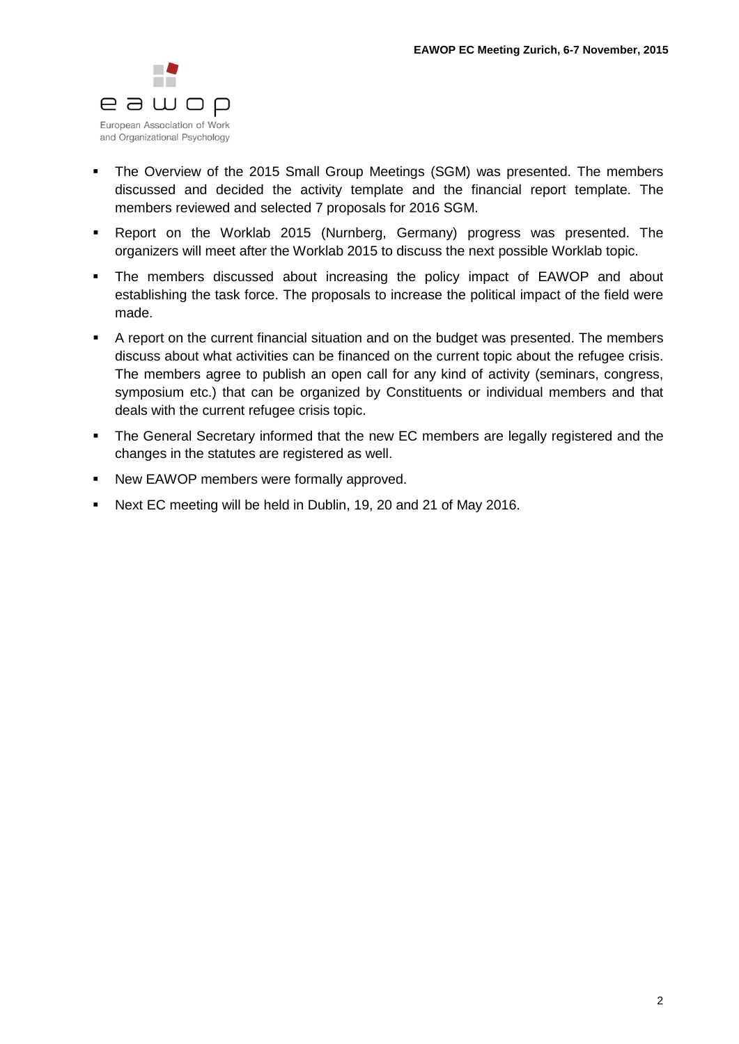- The Overview of the 2015 Small Group Meetings (SGM) was presented. The members discussed and decided the activity template and the financial report template. The members reviewed and selected 7 proposals for 2016 SGM.
- Report on the Worklab 2015 (Nurnberg, Germany) progress was presented. The organizers will meet after the Worklab 2015 to discuss the next possible Worklab topic.
- The members discussed about increasing the policy impact of EAWOP and about establishing the task force. The proposals to increase the political impact of the field were made.
- A report on the current financial situation and on the budget was presented. The members discuss about what activities can be financed on the current topic about the refugee crisis. The members agree to publish an open call for any kind of activity (seminars, congress, symposium etc.) that can be organized by Constituents or individual members and that deals with the current refugee crisis topic.
- The General Secretary informed that the new EC members are legally registered and the changes in the statutes are registered as well.
- New EAWOP members were formally approved.
- Next EC meeting will be held in Dublin, 19, 20 and 21 of May 2016.